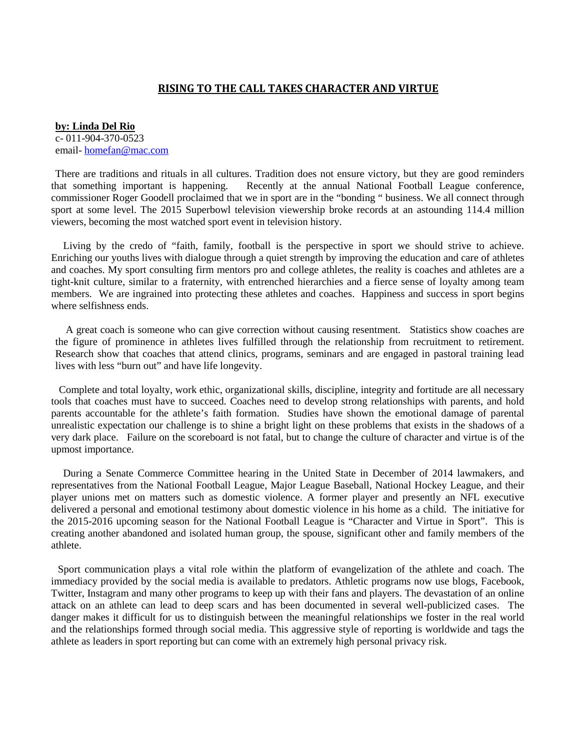# RISING TO THE CALL TAKES CHARACTER AND VIRTUE

**by: Linda Del Rio**
c- 011-904-370-0523
email- homefan@mac.com

There are traditions and rituals in all cultures. Tradition does not ensure victory, but they are good reminders that something important is happening. Recently at the annual National Football League conference, commissioner Roger Goodell proclaimed that we in sport are in the "bonding " business. We all connect through sport at some level. The 2015 Superbowl television viewership broke records at an astounding 114.4 million viewers, becoming the most watched sport event in television history.

Living by the credo of "faith, family, football is the perspective in sport we should strive to achieve. Enriching our youths lives with dialogue through a quiet strength by improving the education and care of athletes and coaches. My sport consulting firm mentors pro and college athletes, the reality is coaches and athletes are a tight-knit culture, similar to a fraternity, with entrenched hierarchies and a fierce sense of loyalty among team members. We are ingrained into protecting these athletes and coaches. Happiness and success in sport begins where selfishness ends.

A great coach is someone who can give correction without causing resentment. Statistics show coaches are the figure of prominence in athletes lives fulfilled through the relationship from recruitment to retirement. Research show that coaches that attend clinics, programs, seminars and are engaged in pastoral training lead lives with less "burn out" and have life longevity.

Complete and total loyalty, work ethic, organizational skills, discipline, integrity and fortitude are all necessary tools that coaches must have to succeed. Coaches need to develop strong relationships with parents, and hold parents accountable for the athlete's faith formation. Studies have shown the emotional damage of parental unrealistic expectation our challenge is to shine a bright light on these problems that exists in the shadows of a very dark place. Failure on the scoreboard is not fatal, but to change the culture of character and virtue is of the upmost importance.

During a Senate Commerce Committee hearing in the United State in December of 2014 lawmakers, and representatives from the National Football League, Major League Baseball, National Hockey League, and their player unions met on matters such as domestic violence. A former player and presently an NFL executive delivered a personal and emotional testimony about domestic violence in his home as a child. The initiative for the 2015-2016 upcoming season for the National Football League is "Character and Virtue in Sport". This is creating another abandoned and isolated human group, the spouse, significant other and family members of the athlete.

Sport communication plays a vital role within the platform of evangelization of the athlete and coach. The immediacy provided by the social media is available to predators. Athletic programs now use blogs, Facebook, Twitter, Instagram and many other programs to keep up with their fans and players. The devastation of an online attack on an athlete can lead to deep scars and has been documented in several well-publicized cases. The danger makes it difficult for us to distinguish between the meaningful relationships we foster in the real world and the relationships formed through social media. This aggressive style of reporting is worldwide and tags the athlete as leaders in sport reporting but can come with an extremely high personal privacy risk.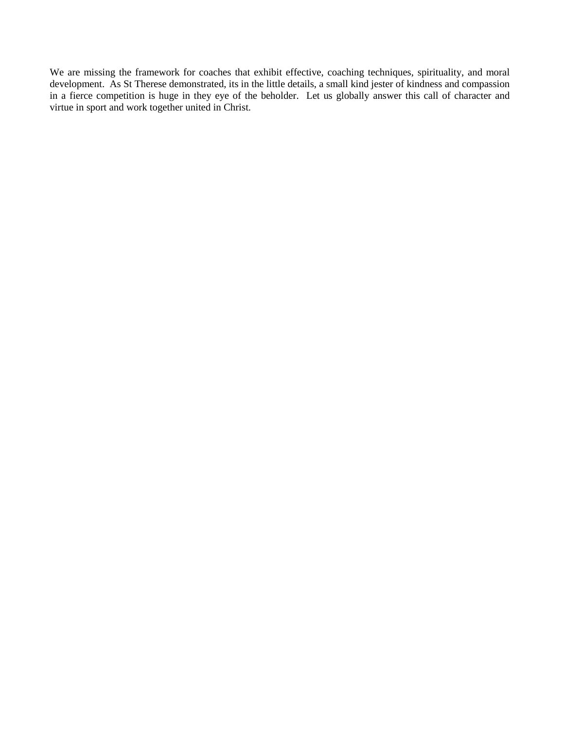We are missing the framework for coaches that exhibit effective, coaching techniques, spirituality, and moral development. As St Therese demonstrated, its in the little details, a small kind jester of kindness and compassion in a fierce competition is huge in they eye of the beholder. Let us globally answer this call of character and virtue in sport and work together united in Christ.